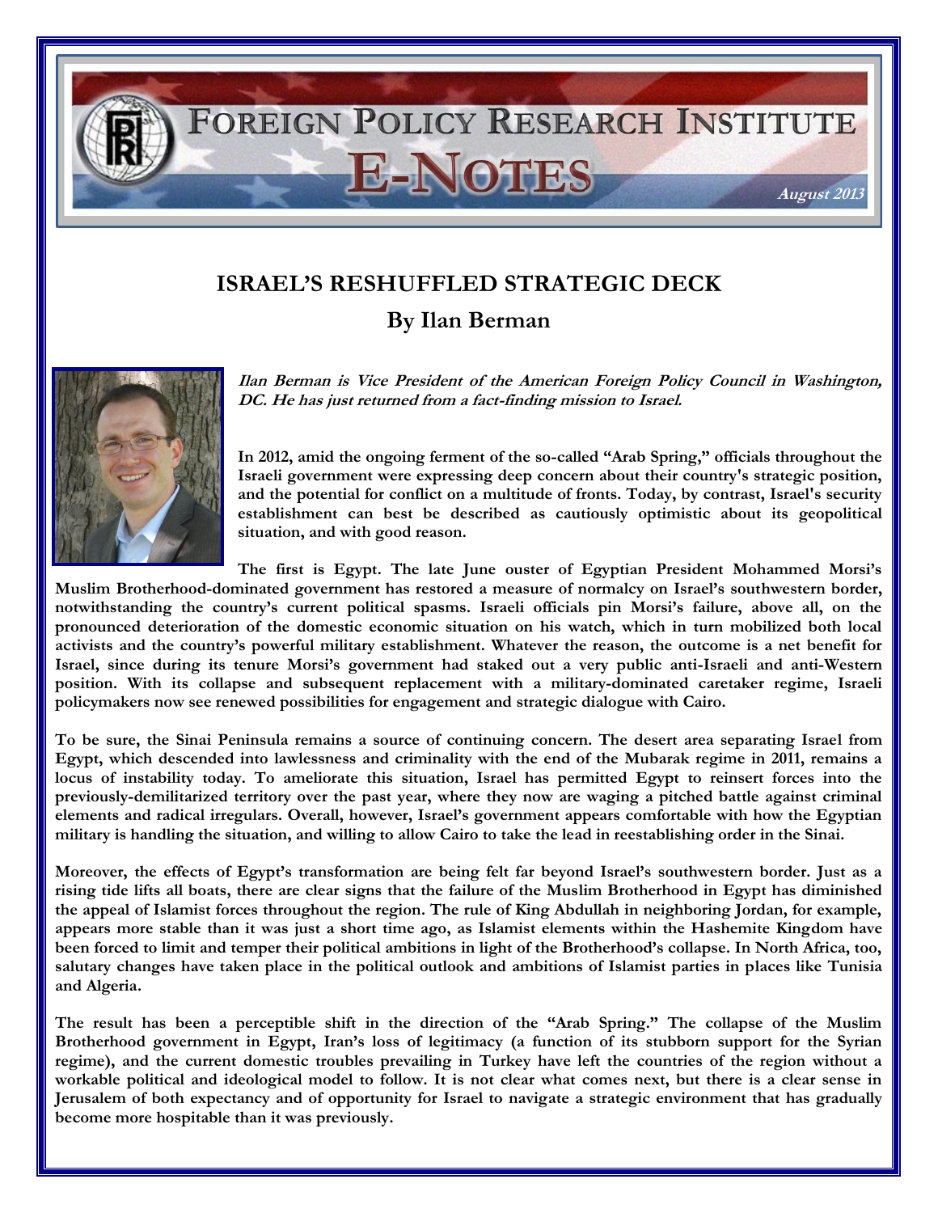FOREIGN POLICY RESEARCH INSTITUTE

E-NOTES

*August 2013*

# ISRAEL'S RESHUFFLED STRATEGIC DECK

## By Ilan Berman

***Ilan Berman is Vice President of the American Foreign Policy Council in Washington, DC. He has just returned from a fact-finding mission to Israel.***

**In 2012, amid the ongoing ferment of the so-called "Arab Spring," officials throughout the Israeli government were expressing deep concern about their country's strategic position, and the potential for conflict on a multitude of fronts. Today, by contrast, Israel's security establishment can best be described as cautiously optimistic about its geopolitical situation, and with good reason.**

**The first is Egypt. The late June ouster of Egyptian President Mohammed Morsi's Muslim Brotherhood-dominated government has restored a measure of normalcy on Israel's southwestern border, notwithstanding the country's current political spasms. Israeli officials pin Morsi's failure, above all, on the pronounced deterioration of the domestic economic situation on his watch, which in turn mobilized both local activists and the country's powerful military establishment. Whatever the reason, the outcome is a net benefit for Israel, since during its tenure Morsi's government had staked out a very public anti-Israeli and anti-Western position. With its collapse and subsequent replacement with a military-dominated caretaker regime, Israeli policymakers now see renewed possibilities for engagement and strategic dialogue with Cairo.**

**To be sure, the Sinai Peninsula remains a source of continuing concern. The desert area separating Israel from Egypt, which descended into lawlessness and criminality with the end of the Mubarak regime in 2011, remains a locus of instability today. To ameliorate this situation, Israel has permitted Egypt to reinsert forces into the previously-demilitarized territory over the past year, where they now are waging a pitched battle against criminal elements and radical irregulars. Overall, however, Israel's government appears comfortable with how the Egyptian military is handling the situation, and willing to allow Cairo to take the lead in reestablishing order in the Sinai.**

**Moreover, the effects of Egypt's transformation are being felt far beyond Israel's southwestern border. Just as a rising tide lifts all boats, there are clear signs that the failure of the Muslim Brotherhood in Egypt has diminished the appeal of Islamist forces throughout the region. The rule of King Abdullah in neighboring Jordan, for example, appears more stable than it was just a short time ago, as Islamist elements within the Hashemite Kingdom have been forced to limit and temper their political ambitions in light of the Brotherhood's collapse. In North Africa, too, salutary changes have taken place in the political outlook and ambitions of Islamist parties in places like Tunisia and Algeria.**

**The result has been a perceptible shift in the direction of the "Arab Spring." The collapse of the Muslim Brotherhood government in Egypt, Iran's loss of legitimacy (a function of its stubborn support for the Syrian regime), and the current domestic troubles prevailing in Turkey have left the countries of the region without a workable political and ideological model to follow. It is not clear what comes next, but there is a clear sense in Jerusalem of both expectancy and of opportunity for Israel to navigate a strategic environment that has gradually become more hospitable than it was previously.**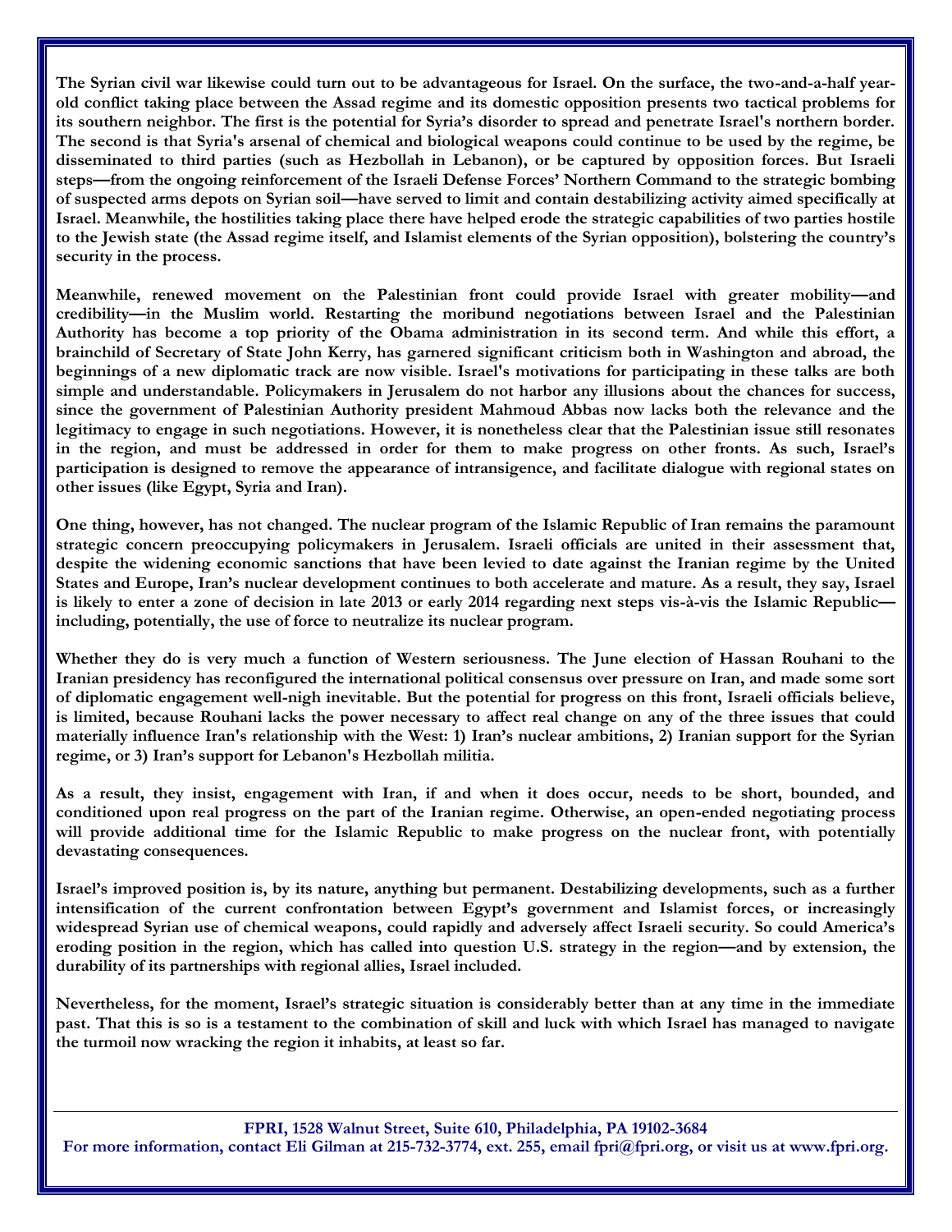**The Syrian civil war likewise could turn out to be advantageous for Israel. On the surface, the two-and-a-half year-old conflict taking place between the Assad regime and its domestic opposition presents two tactical problems for its southern neighbor. The first is the potential for Syria's disorder to spread and penetrate Israel's northern border. The second is that Syria's arsenal of chemical and biological weapons could continue to be used by the regime, be disseminated to third parties (such as Hezbollah in Lebanon), or be captured by opposition forces. But Israeli steps—from the ongoing reinforcement of the Israeli Defense Forces' Northern Command to the strategic bombing of suspected arms depots on Syrian soil—have served to limit and contain destabilizing activity aimed specifically at Israel. Meanwhile, the hostilities taking place there have helped erode the strategic capabilities of two parties hostile to the Jewish state (the Assad regime itself, and Islamist elements of the Syrian opposition), bolstering the country's security in the process.**

**Meanwhile, renewed movement on the Palestinian front could provide Israel with greater mobility—and credibility—in the Muslim world. Restarting the moribund negotiations between Israel and the Palestinian Authority has become a top priority of the Obama administration in its second term. And while this effort, a brainchild of Secretary of State John Kerry, has garnered significant criticism both in Washington and abroad, the beginnings of a new diplomatic track are now visible. Israel's motivations for participating in these talks are both simple and understandable. Policymakers in Jerusalem do not harbor any illusions about the chances for success, since the government of Palestinian Authority president Mahmoud Abbas now lacks both the relevance and the legitimacy to engage in such negotiations. However, it is nonetheless clear that the Palestinian issue still resonates in the region, and must be addressed in order for them to make progress on other fronts. As such, Israel's participation is designed to remove the appearance of intransigence, and facilitate dialogue with regional states on other issues (like Egypt, Syria and Iran).**

**One thing, however, has not changed. The nuclear program of the Islamic Republic of Iran remains the paramount strategic concern preoccupying policymakers in Jerusalem. Israeli officials are united in their assessment that, despite the widening economic sanctions that have been levied to date against the Iranian regime by the United States and Europe, Iran's nuclear development continues to both accelerate and mature. As a result, they say, Israel is likely to enter a zone of decision in late 2013 or early 2014 regarding next steps vis-à-vis the Islamic Republic—including, potentially, the use of force to neutralize its nuclear program.**

**Whether they do is very much a function of Western seriousness. The June election of Hassan Rouhani to the Iranian presidency has reconfigured the international political consensus over pressure on Iran, and made some sort of diplomatic engagement well-nigh inevitable. But the potential for progress on this front, Israeli officials believe, is limited, because Rouhani lacks the power necessary to affect real change on any of the three issues that could materially influence Iran's relationship with the West: 1) Iran's nuclear ambitions, 2) Iranian support for the Syrian regime, or 3) Iran's support for Lebanon's Hezbollah militia.**

**As a result, they insist, engagement with Iran, if and when it does occur, needs to be short, bounded, and conditioned upon real progress on the part of the Iranian regime. Otherwise, an open-ended negotiating process will provide additional time for the Islamic Republic to make progress on the nuclear front, with potentially devastating consequences.**

**Israel's improved position is, by its nature, anything but permanent. Destabilizing developments, such as a further intensification of the current confrontation between Egypt's government and Islamist forces, or increasingly widespread Syrian use of chemical weapons, could rapidly and adversely affect Israeli security. So could America's eroding position in the region, which has called into question U.S. strategy in the region—and by extension, the durability of its partnerships with regional allies, Israel included.**

**Nevertheless, for the moment, Israel's strategic situation is considerably better than at any time in the immediate past. That this is so is a testament to the combination of skill and luck with which Israel has managed to navigate the turmoil now wracking the region it inhabits, at least so far.**

---

**FPRI, 1528 Walnut Street, Suite 610, Philadelphia, PA 19102-3684**
**For more information, contact Eli Gilman at 215-732-3774, ext. 255, email fpri@fpri.org, or visit us at www.fpri.org.**